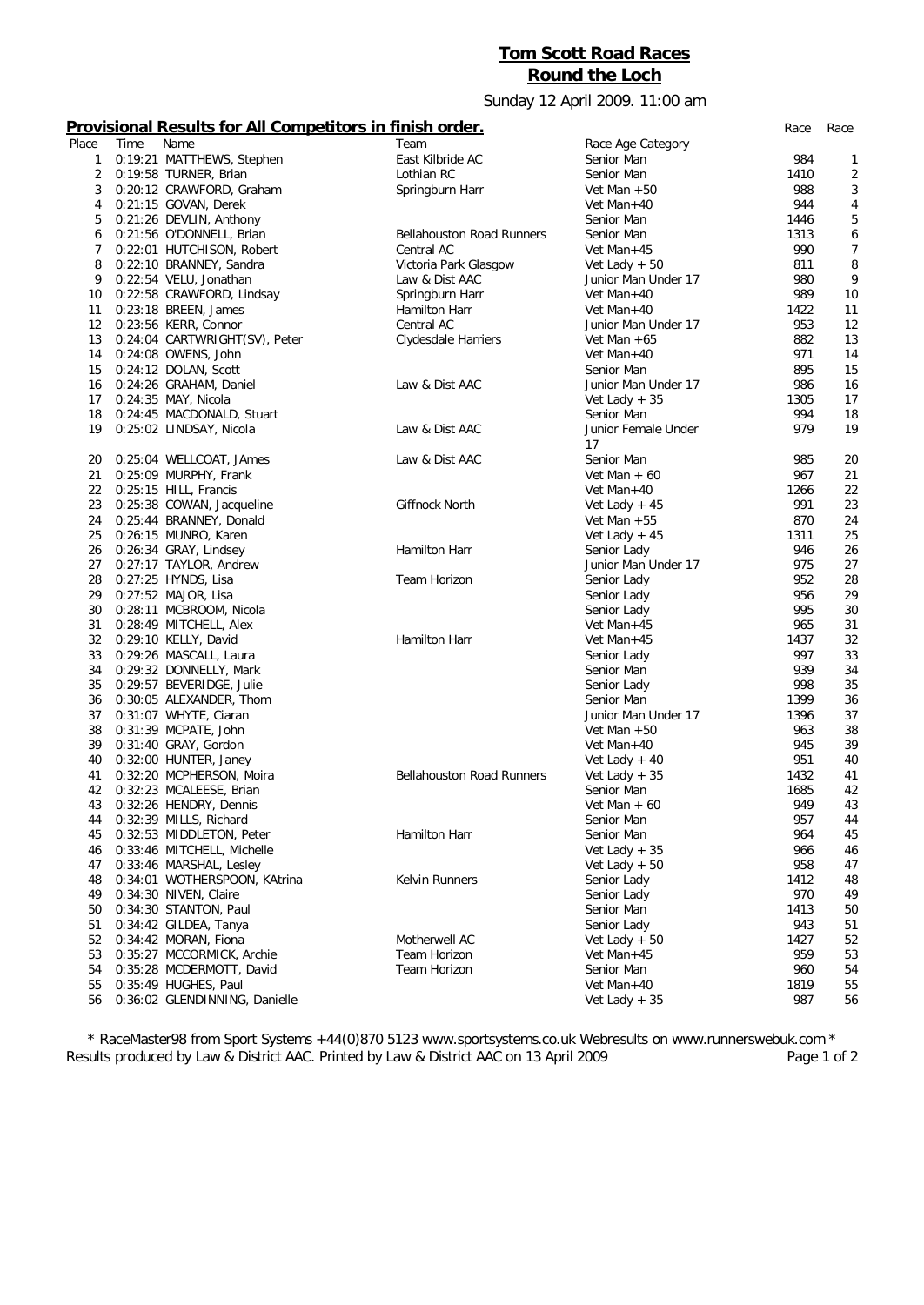# Tom Scott Road Races

## Round the Loch

Sunday 12 April 2009. 11:00 am

### Provisional Results for All Competitors in finish order.

| Place | Time | Name | Team | Race Age Category | Race | Race |
|---|---|---|---|---|---|---|
| 1 | 0:19:21 | MATTHEWS, Stephen | East Kilbride AC | Senior Man | 984 | 1 |
| 2 | 0:19:58 | TURNER, Brian | Lothian RC | Senior Man | 1410 | 2 |
| 3 | 0:20:12 | CRAWFORD, Graham | Springburn Harr | Vet Man +50 | 988 | 3 |
| 4 | 0:21:15 | GOVAN, Derek | | Vet Man+40 | 944 | 4 |
| 5 | 0:21:26 | DEVLIN, Anthony | | Senior Man | 1446 | 5 |
| 6 | 0:21:56 | O'DONNELL, Brian | Bellahouston Road Runners | Senior Man | 1313 | 6 |
| 7 | 0:22:01 | HUTCHISON, Robert | Central AC | Vet Man+45 | 990 | 7 |
| 8 | 0:22:10 | BRANNEY, Sandra | Victoria Park Glasgow | Vet Lady + 50 | 811 | 8 |
| 9 | 0:22:54 | VELU, Jonathan | Law & Dist AAC | Junior Man Under 17 | 980 | 9 |
| 10 | 0:22:58 | CRAWFORD, Lindsay | Springburn Harr | Vet Man+40 | 989 | 10 |
| 11 | 0:23:18 | BREEN, James | Hamilton Harr | Vet Man+40 | 1422 | 11 |
| 12 | 0:23:56 | KERR, Connor | Central AC | Junior Man Under 17 | 953 | 12 |
| 13 | 0:24:04 | CARTWRIGHT(SV), Peter | Clydesdale Harriers | Vet Man +65 | 882 | 13 |
| 14 | 0:24:08 | OWENS, John | | Vet Man+40 | 971 | 14 |
| 15 | 0:24:12 | DOLAN, Scott | | Senior Man | 895 | 15 |
| 16 | 0:24:26 | GRAHAM, Daniel | Law & Dist AAC | Junior Man Under 17 | 986 | 16 |
| 17 | 0:24:35 | MAY, Nicola | | Vet Lady + 35 | 1305 | 17 |
| 18 | 0:24:45 | MACDONALD, Stuart | | Senior Man | 994 | 18 |
| 19 | 0:25:02 | LINDSAY, Nicola | Law & Dist AAC | Junior Female Under 17 | 979 | 19 |
| 20 | 0:25:04 | WELLCOAT, JAmes | Law & Dist AAC | Senior Man | 985 | 20 |
| 21 | 0:25:09 | MURPHY, Frank | | Vet Man + 60 | 967 | 21 |
| 22 | 0:25:15 | HILL, Francis | | Vet Man+40 | 1266 | 22 |
| 23 | 0:25:38 | COWAN, Jacqueline | Giffnock North | Vet Lady + 45 | 991 | 23 |
| 24 | 0:25:44 | BRANNEY, Donald | | Vet Man +55 | 870 | 24 |
| 25 | 0:26:15 | MUNRO, Karen | | Vet Lady + 45 | 1311 | 25 |
| 26 | 0:26:34 | GRAY, Lindsey | Hamilton Harr | Senior Lady | 946 | 26 |
| 27 | 0:27:17 | TAYLOR, Andrew | | Junior Man Under 17 | 975 | 27 |
| 28 | 0:27:25 | HYNDS, Lisa | Team Horizon | Senior Lady | 952 | 28 |
| 29 | 0:27:52 | MAJOR, Lisa | | Senior Lady | 956 | 29 |
| 30 | 0:28:11 | MCBROOM, Nicola | | Senior Lady | 995 | 30 |
| 31 | 0:28:49 | MITCHELL, Alex | | Vet Man+45 | 965 | 31 |
| 32 | 0:29:10 | KELLY, David | Hamilton Harr | Vet Man+45 | 1437 | 32 |
| 33 | 0:29:26 | MASCALL, Laura | | Senior Lady | 997 | 33 |
| 34 | 0:29:32 | DONNELLY, Mark | | Senior Man | 939 | 34 |
| 35 | 0:29:57 | BEVERIDGE, Julie | | Senior Lady | 998 | 35 |
| 36 | 0:30:05 | ALEXANDER, Thom | | Senior Man | 1399 | 36 |
| 37 | 0:31:07 | WHYTE, Ciaran | | Junior Man Under 17 | 1396 | 37 |
| 38 | 0:31:39 | MCPATE, John | | Vet Man +50 | 963 | 38 |
| 39 | 0:31:40 | GRAY, Gordon | | Vet Man+40 | 945 | 39 |
| 40 | 0:32:00 | HUNTER, Janey | | Vet Lady + 40 | 951 | 40 |
| 41 | 0:32:20 | MCPHERSON, Moira | Bellahouston Road Runners | Vet Lady + 35 | 1432 | 41 |
| 42 | 0:32:23 | MCALEESE, Brian | | Senior Man | 1685 | 42 |
| 43 | 0:32:26 | HENDRY, Dennis | | Vet Man + 60 | 949 | 43 |
| 44 | 0:32:39 | MILLS, Richard | | Senior Man | 957 | 44 |
| 45 | 0:32:53 | MIDDLETON, Peter | Hamilton Harr | Senior Man | 964 | 45 |
| 46 | 0:33:46 | MITCHELL, Michelle | | Vet Lady + 35 | 966 | 46 |
| 47 | 0:33:46 | MARSHAL, Lesley | | Vet Lady + 50 | 958 | 47 |
| 48 | 0:34:01 | WOTHERSPOON, KAtrina | Kelvin Runners | Senior Lady | 1412 | 48 |
| 49 | 0:34:30 | NIVEN, Claire | | Senior Lady | 970 | 49 |
| 50 | 0:34:30 | STANTON, Paul | | Senior Man | 1413 | 50 |
| 51 | 0:34:42 | GILDEA, Tanya | | Senior Lady | 943 | 51 |
| 52 | 0:34:42 | MORAN, Fiona | Motherwell AC | Vet Lady + 50 | 1427 | 52 |
| 53 | 0:35:27 | MCCORMICK, Archie | Team Horizon | Vet Man+45 | 959 | 53 |
| 54 | 0:35:28 | MCDERMOTT, David | Team Horizon | Senior Man | 960 | 54 |
| 55 | 0:35:49 | HUGHES, Paul | | Vet Man+40 | 1819 | 55 |
| 56 | 0:36:02 | GLENDINNING, Danielle | | Vet Lady + 35 | 987 | 56 |

\* RaceMaster98 from Sport Systems +44(0)870 5123 www.sportsystems.co.uk Webresults on www.runnerswebuk.com \*
Results produced by Law & District AAC. Printed by Law & District AAC on 13 April 2009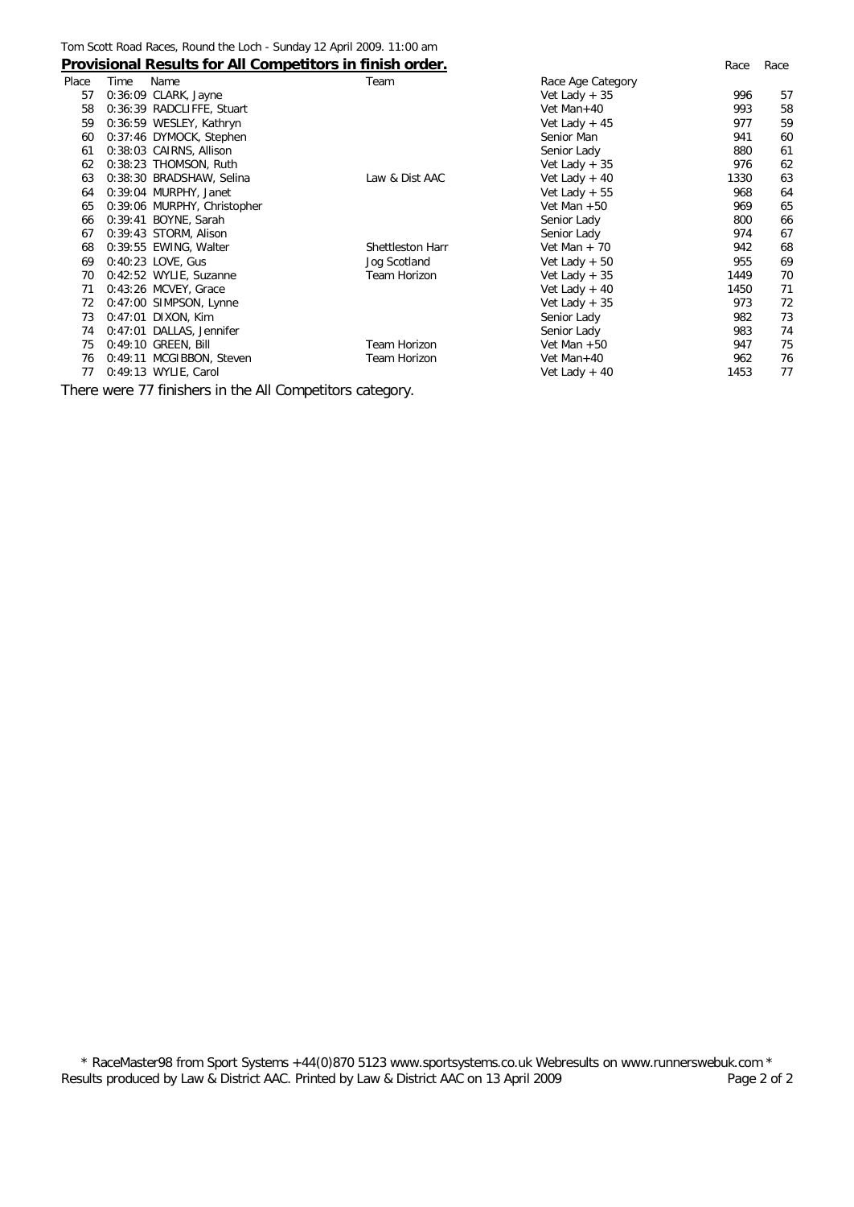Tom Scott Road Races, Round the Loch - Sunday 12 April 2009. 11:00 am

**Provisional Results for All Competitors in finish order.**

| Place | Time | Name | Team | Race Age Category | Race | Race |
|---|---|---|---|---|---|---|
| 57 | 0:36:09 | CLARK, Jayne | | Vet Lady + 35 | 996 | 57 |
| 58 | 0:36:39 | RADCLIFFE, Stuart | | Vet Man+40 | 993 | 58 |
| 59 | 0:36:59 | WESLEY, Kathryn | | Vet Lady + 45 | 977 | 59 |
| 60 | 0:37:46 | DYMOCK, Stephen | | Senior Man | 941 | 60 |
| 61 | 0:38:03 | CAIRNS, Allison | | Senior Lady | 880 | 61 |
| 62 | 0:38:23 | THOMSON, Ruth | | Vet Lady + 35 | 976 | 62 |
| 63 | 0:38:30 | BRADSHAW, Selina | Law & Dist AAC | Vet Lady + 40 | 1330 | 63 |
| 64 | 0:39:04 | MURPHY, Janet | | Vet Lady + 55 | 968 | 64 |
| 65 | 0:39:06 | MURPHY, Christopher | | Vet Man +50 | 969 | 65 |
| 66 | 0:39:41 | BOYNE, Sarah | | Senior Lady | 800 | 66 |
| 67 | 0:39:43 | STORM, Alison | | Senior Lady | 974 | 67 |
| 68 | 0:39:55 | EWING, Walter | Shettleston Harr | Vet Man + 70 | 942 | 68 |
| 69 | 0:40:23 | LOVE, Gus | Jog Scotland | Vet Lady + 50 | 955 | 69 |
| 70 | 0:42:52 | WYLIE, Suzanne | Team Horizon | Vet Lady + 35 | 1449 | 70 |
| 71 | 0:43:26 | MCVEY, Grace | | Vet Lady + 40 | 1450 | 71 |
| 72 | 0:47:00 | SIMPSON, Lynne | | Vet Lady + 35 | 973 | 72 |
| 73 | 0:47:01 | DIXON, Kim | | Senior Lady | 982 | 73 |
| 74 | 0:47:01 | DALLAS, Jennifer | | Senior Lady | 983 | 74 |
| 75 | 0:49:10 | GREEN, Bill | Team Horizon | Vet Man +50 | 947 | 75 |
| 76 | 0:49:11 | MCGIBBON, Steven | Team Horizon | Vet Man+40 | 962 | 76 |
| 77 | 0:49:13 | WYLIE, Carol | | Vet Lady + 40 | 1453 | 77 |

There were 77 finishers in the All Competitors category.

* RaceMaster98 from Sport Systems +44(0)870 5123 www.sportsystems.co.uk Webresults on www.runnerswebuk.com *
Results produced by Law & District AAC. Printed by Law & District AAC on 13 April 2009